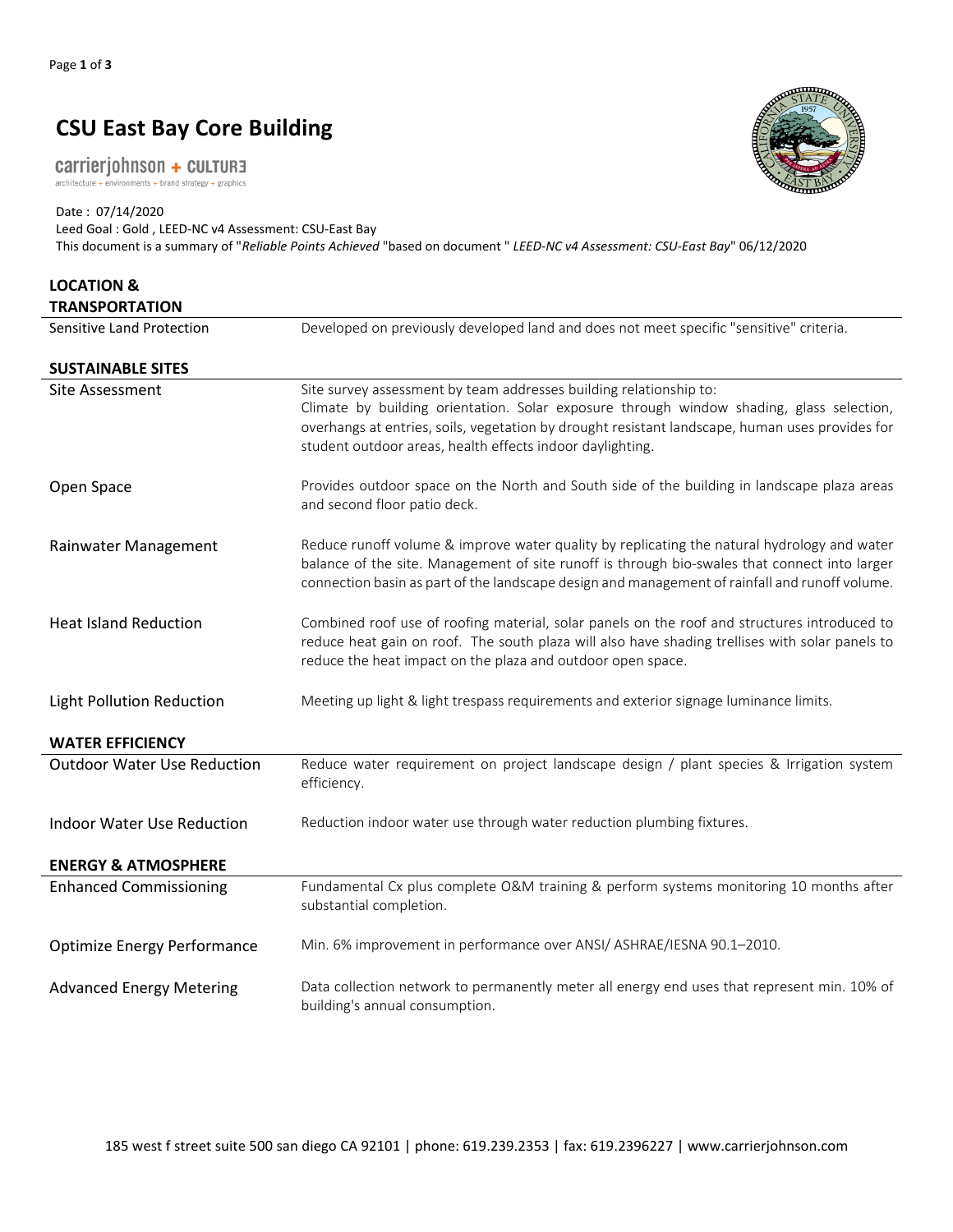# CSU East Bay Core Building

carrierjohnson + CULTURE
architecture + environments + brand strategy + graphics

Date : 07/14/2020
Leed Goal : Gold , LEED-NC v4 Assessment: CSU-East Bay
This document is a summary of "*Reliable Points Achieved* "based on document " *LEED-NC v4 Assessment: CSU-East Bay*" 06/12/2020

## LOCATION & TRANSPORTATION

| | |
|---|---|
| Sensitive Land Protection | Developed on previously developed land and does not meet specific "sensitive" criteria. |

## SUSTAINABLE SITES

| | |
|---|---|
| Site Assessment | Site survey assessment by team addresses building relationship to: Climate by building orientation. Solar exposure through window shading, glass selection, overhangs at entries, soils, vegetation by drought resistant landscape, human uses provides for student outdoor areas, health effects indoor daylighting. |
| Open Space | Provides outdoor space on the North and South side of the building in landscape plaza areas and second floor patio deck. |
| Rainwater Management | Reduce runoff volume & improve water quality by replicating the natural hydrology and water balance of the site. Management of site runoff is through bio-swales that connect into larger connection basin as part of the landscape design and management of rainfall and runoff volume. |
| Heat Island Reduction | Combined roof use of roofing material, solar panels on the roof and structures introduced to reduce heat gain on roof. The south plaza will also have shading trellises with solar panels to reduce the heat impact on the plaza and outdoor open space. |
| Light Pollution Reduction | Meeting up light & light trespass requirements and exterior signage luminance limits. |

## WATER EFFICIENCY

| | |
|---|---|
| Outdoor Water Use Reduction | Reduce water requirement on project landscape design / plant species & Irrigation system efficiency. |
| Indoor Water Use Reduction | Reduction indoor water use through water reduction plumbing fixtures. |

## ENERGY & ATMOSPHERE

| | |
|---|---|
| Enhanced Commissioning | Fundamental Cx plus complete O&M training & perform systems monitoring 10 months after substantial completion. |
| Optimize Energy Performance | Min. 6% improvement in performance over ANSI/ ASHRAE/IESNA 90.1–2010. |
| Advanced Energy Metering | Data collection network to permanently meter all energy end uses that represent min. 10% of building's annual consumption. |

185 west f street suite 500 san diego CA 92101 | phone: 619.239.2353 | fax: 619.2396227 | www.carrierjohnson.com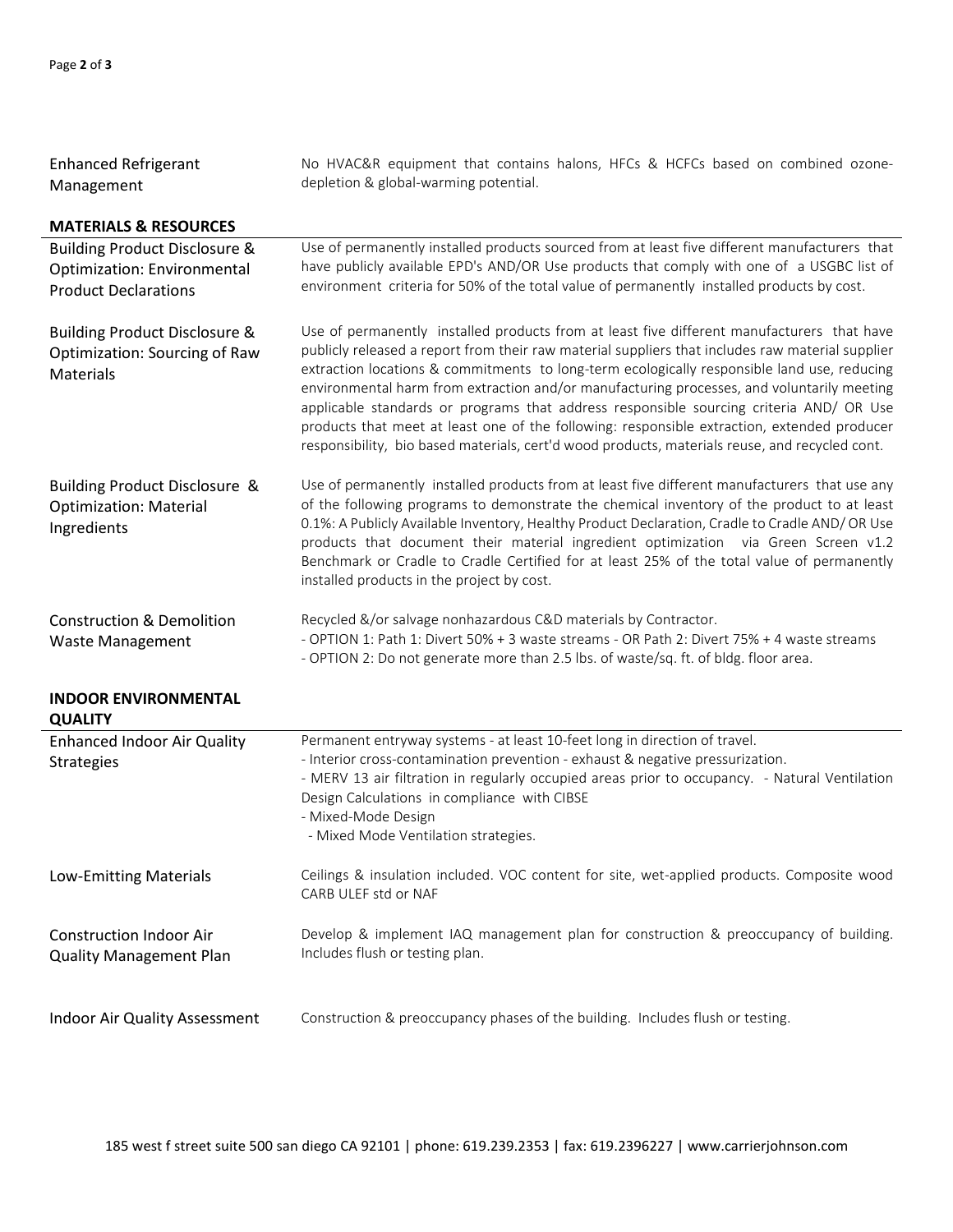| | |
|---|---|
| Enhanced Refrigerant Management | No HVAC&R equipment that contains halons, HFCs & HCFCs based on combined ozone-depletion & global-warming potential. |

## MATERIALS & RESOURCES

| | |
|---|---|
| Building Product Disclosure & Optimization: Environmental Product Declarations | Use of permanently installed products sourced from at least five different manufacturers that have publicly available EPD's AND/OR Use products that comply with one of a USGBC list of environment criteria for 50% of the total value of permanently installed products by cost. |
| Building Product Disclosure & Optimization: Sourcing of Raw Materials | Use of permanently installed products from at least five different manufacturers that have publicly released a report from their raw material suppliers that includes raw material supplier extraction locations & commitments to long-term ecologically responsible land use, reducing environmental harm from extraction and/or manufacturing processes, and voluntarily meeting applicable standards or programs that address responsible sourcing criteria AND/ OR Use products that meet at least one of the following: responsible extraction, extended producer responsibility, bio based materials, cert'd wood products, materials reuse, and recycled cont. |
| Building Product Disclosure & Optimization: Material Ingredients | Use of permanently installed products from at least five different manufacturers that use any of the following programs to demonstrate the chemical inventory of the product to at least 0.1%: A Publicly Available Inventory, Healthy Product Declaration, Cradle to Cradle AND/ OR Use products that document their material ingredient optimization via Green Screen v1.2 Benchmark or Cradle to Cradle Certified for at least 25% of the total value of permanently installed products in the project by cost. |
| Construction & Demolition Waste Management | Recycled &/or salvage nonhazardous C&D materials by Contractor.<br>- OPTION 1: Path 1: Divert 50% + 3 waste streams - OR Path 2: Divert 75% + 4 waste streams<br>- OPTION 2: Do not generate more than 2.5 lbs. of waste/sq. ft. of bldg. floor area. |

## INDOOR ENVIRONMENTAL QUALITY

| | |
|---|---|
| Enhanced Indoor Air Quality Strategies | Permanent entryway systems - at least 10-feet long in direction of travel.<br>- Interior cross-contamination prevention - exhaust & negative pressurization.<br>- MERV 13 air filtration in regularly occupied areas prior to occupancy. - Natural Ventilation Design Calculations in compliance with CIBSE<br>- Mixed-Mode Design<br>- Mixed Mode Ventilation strategies. |
| Low-Emitting Materials | Ceilings & insulation included. VOC content for site, wet-applied products. Composite wood CARB ULEF std or NAF |
| Construction Indoor Air Quality Management Plan | Develop & implement IAQ management plan for construction & preoccupancy of building. Includes flush or testing plan. |
| Indoor Air Quality Assessment | Construction & preoccupancy phases of the building. Includes flush or testing. |

185 west f street suite 500 san diego CA 92101 | phone: 619.239.2353 | fax: 619.2396227 | www.carrierjohnson.com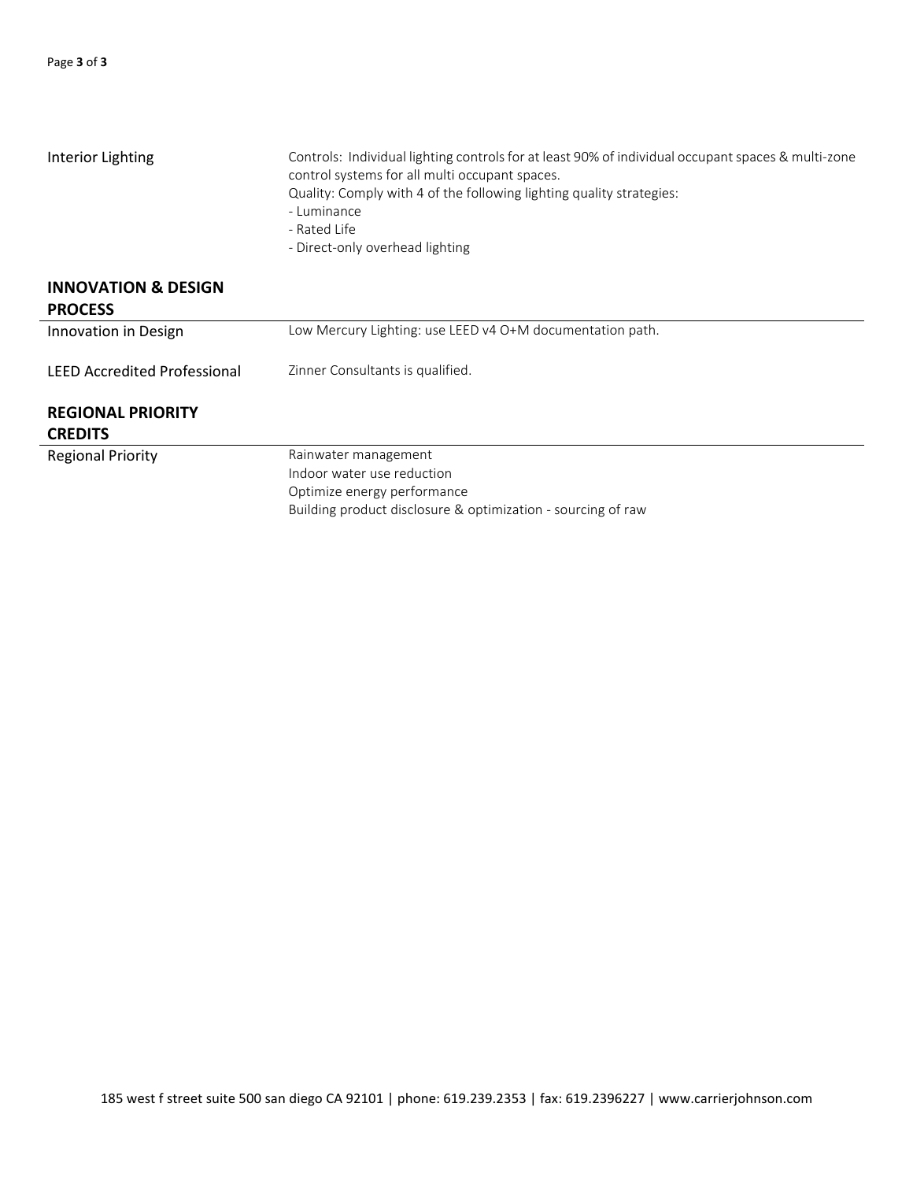| | |
|---|---|
| Interior Lighting | Controls: Individual lighting controls for at least 90% of individual occupant spaces & multi-zone control systems for all multi occupant spaces.<br>Quality: Comply with 4 of the following lighting quality strategies:<br>- Luminance<br>- Rated Life<br>- Direct-only overhead lighting |

## INNOVATION & DESIGN PROCESS

| | |
|---|---|
| Innovation in Design | Low Mercury Lighting: use LEED v4 O+M documentation path. |
| LEED Accredited Professional | Zinner Consultants is qualified. |

## REGIONAL PRIORITY CREDITS

| | |
|---|---|
| Regional Priority | Rainwater management<br>Indoor water use reduction<br>Optimize energy performance<br>Building product disclosure & optimization - sourcing of raw |

185 west f street suite 500 san diego CA 92101 | phone: 619.239.2353 | fax: 619.2396227 | www.carrierjohnson.com